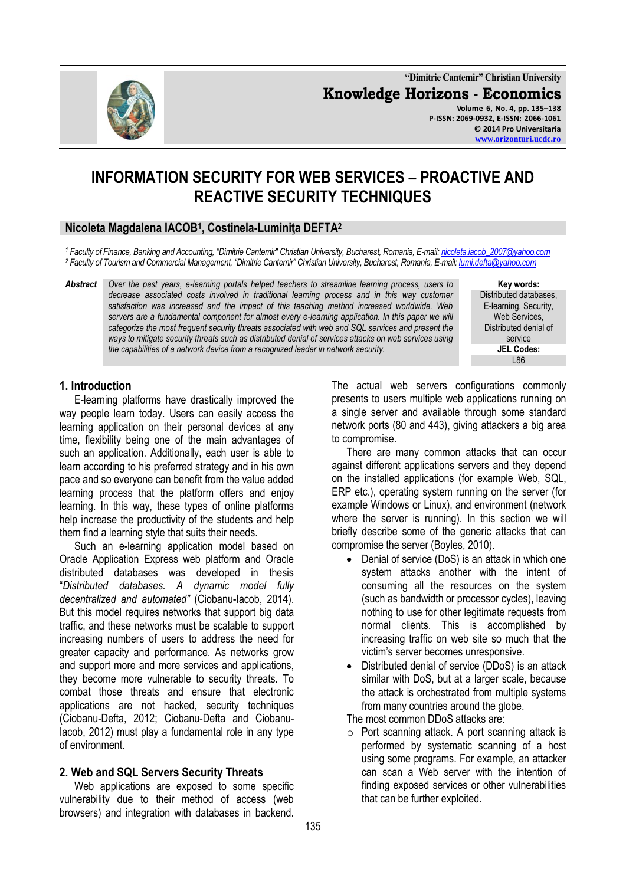# INFORMATION SECURITY FOR WEB SERVICES – PROACTIVE AND REACTIVE SECURITY TECHNIQUES

**Nicoleta Magdalena IACOB[1], Costinela-Luminiţa DEFTA[2]**

[1] *Faculty of Finance, Banking and Accounting, "Dimitrie Cantemir" Christian University, Bucharest, Romania, E-mail: nicoleta.iacob_2007@yahoo.com*
[2] *Faculty of Tourism and Commercial Management, "Dimitrie Cantemir" Christian University, Bucharest, Romania, E-mail: lumi.defta@yahoo.com*

***Abstract*** *Over the past years, e-learning portals helped teachers to streamline learning process, users to decrease associated costs involved in traditional learning process and in this way customer satisfaction was increased and the impact of this teaching method increased worldwide. Web servers are a fundamental component for almost every e-learning application. In this paper we will categorize the most frequent security threats associated with web and SQL services and present the ways to mitigate security threats such as distributed denial of services attacks on web services using the capabilities of a network device from a recognized leader in network security.*

**Key words:** Distributed databases, E-learning, Security, Web Services, Distributed denial of service

**JEL Codes:** L86

## 1. Introduction

E-learning platforms have drastically improved the way people learn today. Users can easily access the learning application on their personal devices at any time, flexibility being one of the main advantages of such an application. Additionally, each user is able to learn according to his preferred strategy and in his own pace and so everyone can benefit from the value added learning process that the platform offers and enjoy learning. In this way, these types of online platforms help increase the productivity of the students and help them find a learning style that suits their needs.

Such an e-learning application model based on Oracle Application Express web platform and Oracle distributed databases was developed in thesis "*Distributed databases. A dynamic model fully decentralized and automated*" (Ciobanu-Iacob, 2014). But this model requires networks that support big data traffic, and these networks must be scalable to support increasing numbers of users to address the need for greater capacity and performance. As networks grow and support more and more services and applications, they become more vulnerable to security threats. To combat those threats and ensure that electronic applications are not hacked, security techniques (Ciobanu-Defta, 2012; Ciobanu-Defta and Ciobanu-Iacob, 2012) must play a fundamental role in any type of environment.

## 2. Web and SQL Servers Security Threats

Web applications are exposed to some specific vulnerability due to their method of access (web browsers) and integration with databases in backend. The actual web servers configurations commonly presents to users multiple web applications running on a single server and available through some standard network ports (80 and 443), giving attackers a big area to compromise.

There are many common attacks that can occur against different applications servers and they depend on the installed applications (for example Web, SQL, ERP etc.), operating system running on the server (for example Windows or Linux), and environment (network where the server is running). In this section we will briefly describe some of the generic attacks that can compromise the server (Boyles, 2010).

- Denial of service (DoS) is an attack in which one system attacks another with the intent of consuming all the resources on the system (such as bandwidth or processor cycles), leaving nothing to use for other legitimate requests from normal clients. This is accomplished by increasing traffic on web site so much that the victim's server becomes unresponsive.
- Distributed denial of service (DDoS) is an attack similar with DoS, but at a larger scale, because the attack is orchestrated from multiple systems from many countries around the globe.

The most common DDoS attacks are:

- Port scanning attack. A port scanning attack is performed by systematic scanning of a host using some programs. For example, an attacker can scan a Web server with the intention of finding exposed services or other vulnerabilities that can be further exploited.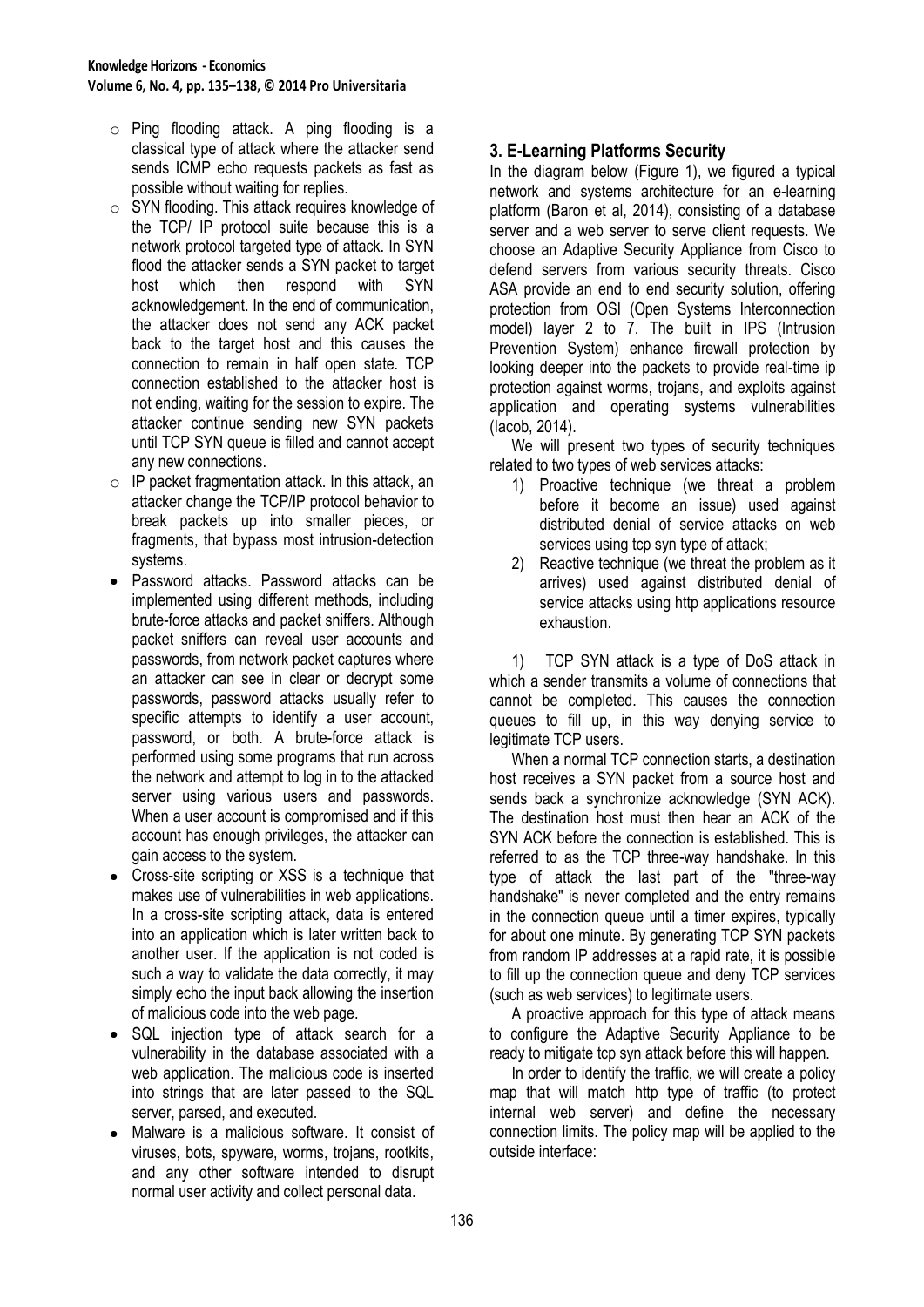- Ping flooding attack. A ping flooding is a classical type of attack where the attacker send sends ICMP echo requests packets as fast as possible without waiting for replies.
- SYN flooding. This attack requires knowledge of the TCP/ IP protocol suite because this is a network protocol targeted type of attack. In SYN flood the attacker sends a SYN packet to target host which then respond with SYN acknowledgement. In the end of communication, the attacker does not send any ACK packet back to the target host and this causes the connection to remain in half open state. TCP connection established to the attacker host is not ending, waiting for the session to expire. The attacker continue sending new SYN packets until TCP SYN queue is filled and cannot accept any new connections.
- IP packet fragmentation attack. In this attack, an attacker change the TCP/IP protocol behavior to break packets up into smaller pieces, or fragments, that bypass most intrusion-detection systems.

- Password attacks. Password attacks can be implemented using different methods, including brute-force attacks and packet sniffers. Although packet sniffers can reveal user accounts and passwords, from network packet captures where an attacker can see in clear or decrypt some passwords, password attacks usually refer to specific attempts to identify a user account, password, or both. A brute-force attack is performed using some programs that run across the network and attempt to log in to the attacked server using various users and passwords. When a user account is compromised and if this account has enough privileges, the attacker can gain access to the system.
- Cross-site scripting or XSS is a technique that makes use of vulnerabilities in web applications. In a cross-site scripting attack, data is entered into an application which is later written back to another user. If the application is not coded is such a way to validate the data correctly, it may simply echo the input back allowing the insertion of malicious code into the web page.
- SQL injection type of attack search for a vulnerability in the database associated with a web application. The malicious code is inserted into strings that are later passed to the SQL server, parsed, and executed.
- Malware is a malicious software. It consist of viruses, bots, spyware, worms, trojans, rootkits, and any other software intended to disrupt normal user activity and collect personal data.

## 3. E-Learning Platforms Security

In the diagram below (Figure 1), we figured a typical network and systems architecture for an e-learning platform (Baron et al, 2014), consisting of a database server and a web server to serve client requests. We choose an Adaptive Security Appliance from Cisco to defend servers from various security threats. Cisco ASA provide an end to end security solution, offering protection from OSI (Open Systems Interconnection model) layer 2 to 7. The built in IPS (Intrusion Prevention System) enhance firewall protection by looking deeper into the packets to provide real-time ip protection against worms, trojans, and exploits against application and operating systems vulnerabilities (Iacob, 2014).

We will present two types of security techniques related to two types of web services attacks:

1) Proactive technique (we threat a problem before it become an issue) used against distributed denial of service attacks on web services using tcp syn type of attack;
2) Reactive technique (we threat the problem as it arrives) used against distributed denial of service attacks using http applications resource exhaustion.

1) TCP SYN attack is a type of DoS attack in which a sender transmits a volume of connections that cannot be completed. This causes the connection queues to fill up, in this way denying service to legitimate TCP users.

When a normal TCP connection starts, a destination host receives a SYN packet from a source host and sends back a synchronize acknowledge (SYN ACK). The destination host must then hear an ACK of the SYN ACK before the connection is established. This is referred to as the TCP three-way handshake. In this type of attack the last part of the "three-way handshake" is never completed and the entry remains in the connection queue until a timer expires, typically for about one minute. By generating TCP SYN packets from random IP addresses at a rapid rate, it is possible to fill up the connection queue and deny TCP services (such as web services) to legitimate users.

A proactive approach for this type of attack means to configure the Adaptive Security Appliance to be ready to mitigate tcp syn attack before this will happen.

In order to identify the traffic, we will create a policy map that will match http type of traffic (to protect internal web server) and define the necessary connection limits. The policy map will be applied to the outside interface: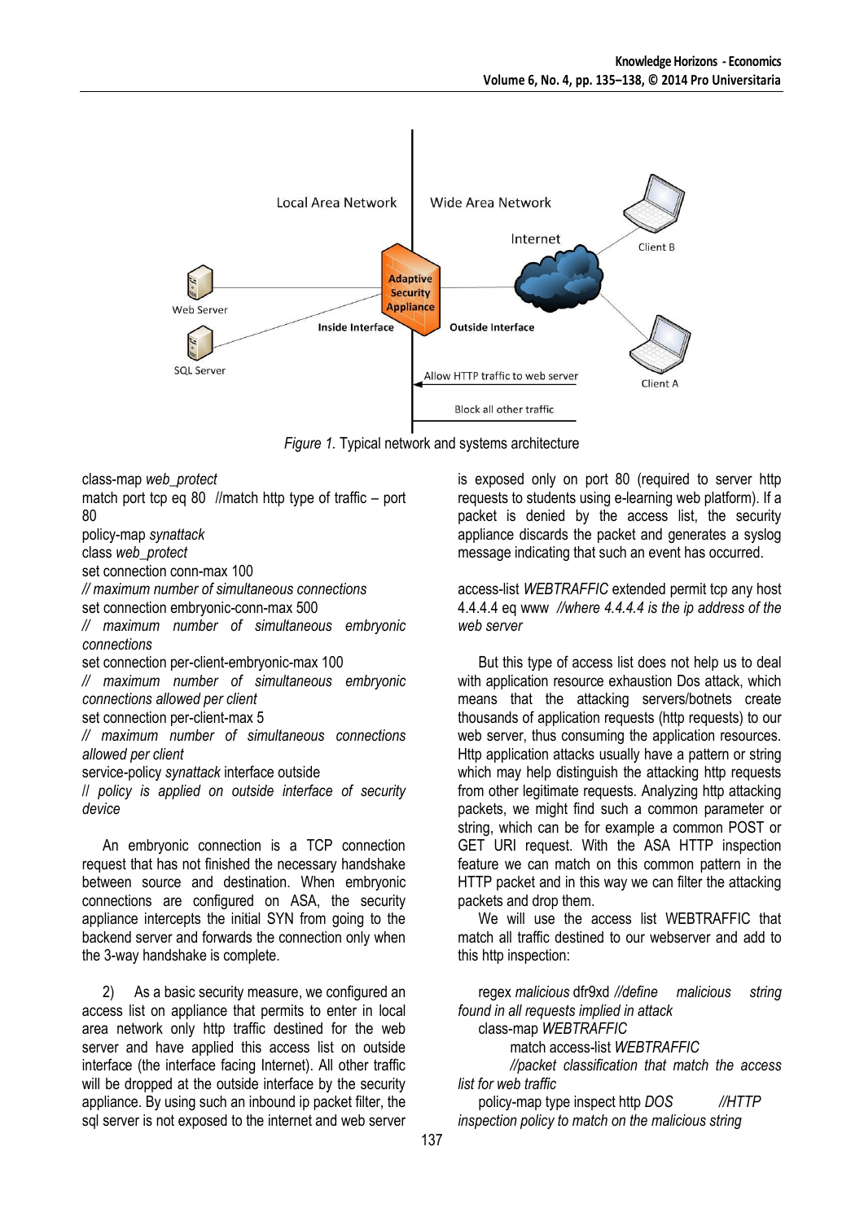Local Area Network | Wide Area Network

Figure 1. Typical network and systems architecture

class-map *web_protect*
match port tcp eq 80 //match http type of traffic – port 80
policy-map *synattack*
class *web_protect*
set connection conn-max 100
*// maximum number of simultaneous connections*
set connection embryonic-conn-max 500
*// maximum number of simultaneous embryonic connections*
set connection per-client-embryonic-max 100
*// maximum number of simultaneous embryonic connections allowed per client*
set connection per-client-max 5
*// maximum number of simultaneous connections allowed per client*
service-policy *synattack* interface outside
*// policy is applied on outside interface of security device*

An embryonic connection is a TCP connection request that has not finished the necessary handshake between source and destination. When embryonic connections are configured on ASA, the security appliance intercepts the initial SYN from going to the backend server and forwards the connection only when the 3-way handshake is complete.

2) As a basic security measure, we configured an access list on appliance that permits to enter in local area network only http traffic destined for the web server and have applied this access list on outside interface (the interface facing Internet). All other traffic will be dropped at the outside interface by the security appliance. By using such an inbound ip packet filter, the sql server is not exposed to the internet and web server is exposed only on port 80 (required to server http requests to students using e-learning web platform). If a packet is denied by the access list, the security appliance discards the packet and generates a syslog message indicating that such an event has occurred.

access-list *WEBTRAFFIC* extended permit tcp any host 4.4.4.4 eq www *//where 4.4.4.4 is the ip address of the web server*

But this type of access list does not help us to deal with application resource exhaustion Dos attack, which means that the attacking servers/botnets create thousands of application requests (http requests) to our web server, thus consuming the application resources. Http application attacks usually have a pattern or string which may help distinguish the attacking http requests from other legitimate requests. Analyzing http attacking packets, we might find such a common parameter or string, which can be for example a common POST or GET URI request. With the ASA HTTP inspection feature we can match on this common pattern in the HTTP packet and in this way we can filter the attacking packets and drop them.

We will use the access list WEBTRAFFIC that match all traffic destined to our webserver and add to this http inspection:

regex *malicious* dfr9xd *//define malicious string found in all requests implied in attack*
class-map *WEBTRAFFIC*
match access-list *WEBTRAFFIC*
*//packet classification that match the access list for web traffic*
policy-map type inspect http *DOS* *//HTTP inspection policy to match on the malicious string*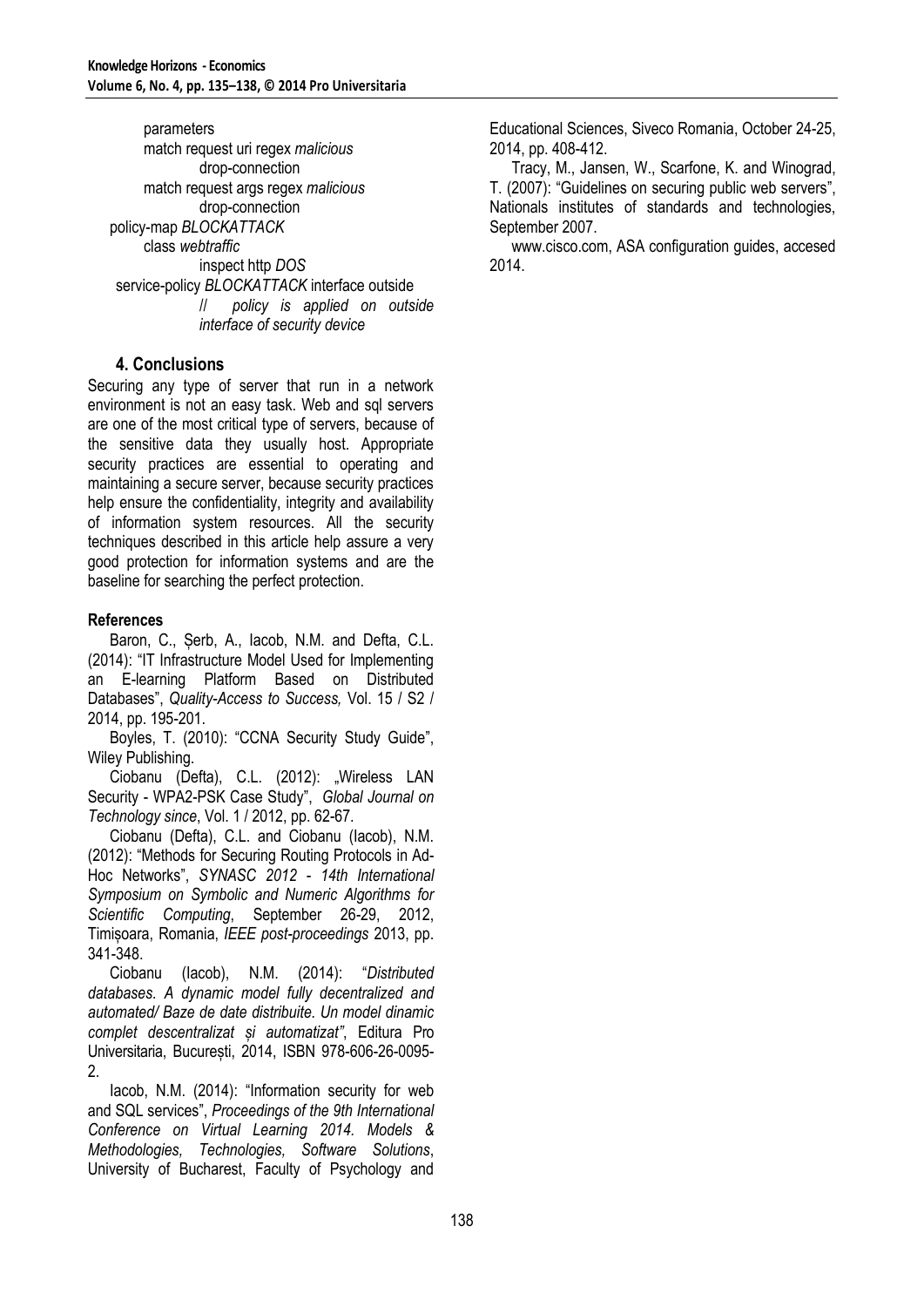```
parameters
    match request uri regex malicious
        drop-connection
    match request args regex malicious
        drop-connection
policy-map BLOCKATTACK
    class webtraffic
        inspect http DOS
service-policy BLOCKATTACK interface outside
        // policy is applied on outside
        interface of security device
```

## 4. Conclusions

Securing any type of server that run in a network environment is not an easy task. Web and sql servers are one of the most critical type of servers, because of the sensitive data they usually host. Appropriate security practices are essential to operating and maintaining a secure server, because security practices help ensure the confidentiality, integrity and availability of information system resources. All the security techniques described in this article help assure a very good protection for information systems and are the baseline for searching the perfect protection.

### References

Baron, C., Șerb, A., Iacob, N.M. and Defta, C.L. (2014): "IT Infrastructure Model Used for Implementing an E-learning Platform Based on Distributed Databases", *Quality-Access to Success,* Vol. 15 / S2 / 2014, pp. 195-201.

Boyles, T. (2010): "CCNA Security Study Guide", Wiley Publishing.

Ciobanu (Defta), C.L. (2012): „Wireless LAN Security - WPA2-PSK Case Study", *Global Journal on Technology since*, Vol. 1 / 2012, pp. 62-67.

Ciobanu (Defta), C.L. and Ciobanu (Iacob), N.M. (2012): "Methods for Securing Routing Protocols in Ad-Hoc Networks", *SYNASC 2012 - 14th International Symposium on Symbolic and Numeric Algorithms for Scientific Computing*, September 26-29, 2012, Timișoara, Romania, *IEEE post-proceedings* 2013, pp. 341-348.

Ciobanu (Iacob), N.M. (2014): "*Distributed databases. A dynamic model fully decentralized and automated/ Baze de date distribuite. Un model dinamic complet descentralizat și automatizat"*, Editura Pro Universitaria, București, 2014, ISBN 978-606-26-0095-2.

Iacob, N.M. (2014): "Information security for web and SQL services", *Proceedings of the 9th International Conference on Virtual Learning 2014. Models & Methodologies, Technologies, Software Solutions*, University of Bucharest, Faculty of Psychology and Educational Sciences, Siveco Romania, October 24-25, 2014, pp. 408-412.

Tracy, M., Jansen, W., Scarfone, K. and Winograd, T. (2007): "Guidelines on securing public web servers", Nationals institutes of standards and technologies, September 2007.

www.cisco.com, ASA configuration guides, accesed 2014.